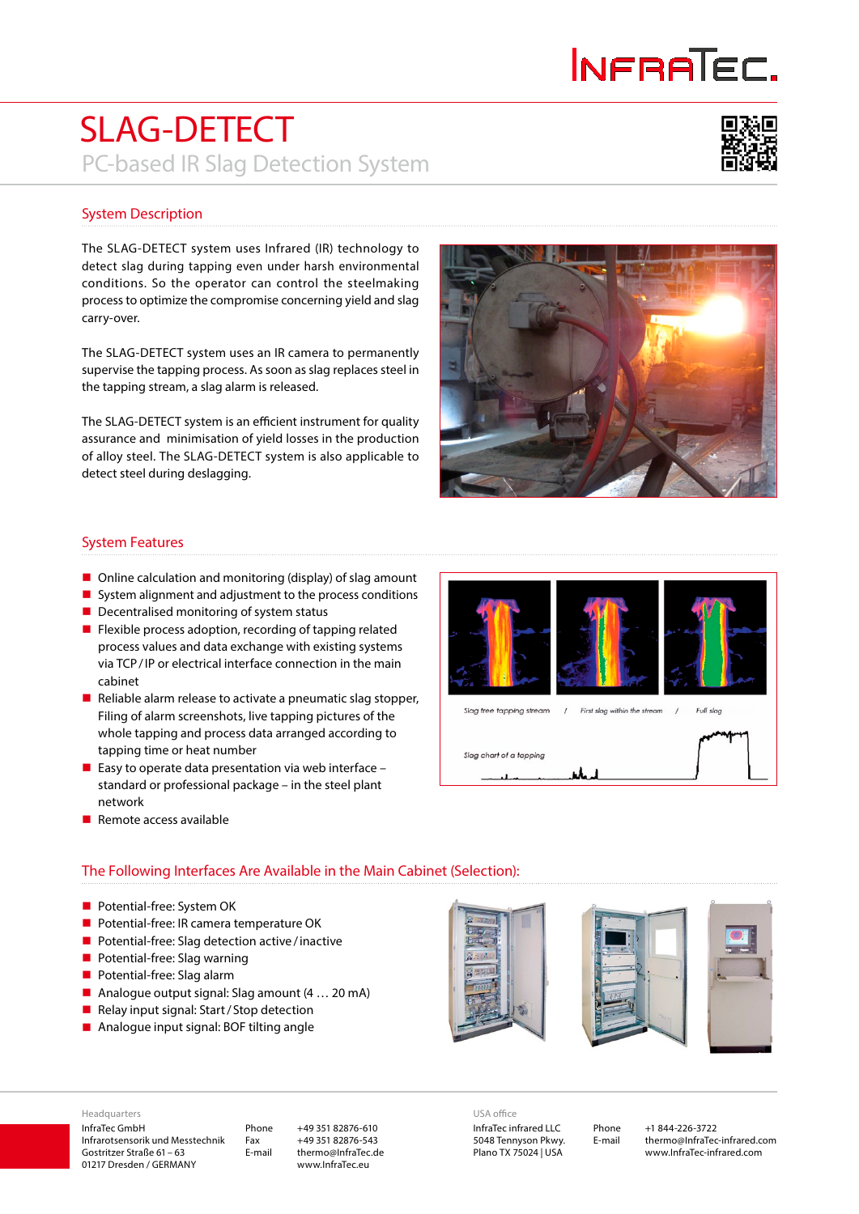# SLAG-DETECT

## PC-based IR Slag Detection System

### System Description

The SLAG-DETECT system uses Infrared (IR) technology to detect slag during tapping even under harsh environmental conditions. So the operator can control the steelmaking process to optimize the compromise concerning yield and slag carry-over.

The SLAG-DETECT system uses an IR camera to permanently supervise the tapping process. As soon as slag replaces steel in the tapping stream, a slag alarm is released.

The SLAG-DETECT system is an efficient instrument for quality assurance and minimisation of yield losses in the production of alloy steel. The SLAG-DETECT system is also applicable to detect steel during deslagging.

### System Features

- Online calculation and monitoring (display) of slag amount
- System alignment and adjustment to the process conditions
- Decentralised monitoring of system status
- Flexible process adoption, recording of tapping related process values and data exchange with existing systems via TCP / IP or electrical interface connection in the main cabinet
- Reliable alarm release to activate a pneumatic slag stopper, Filing of alarm screenshots, live tapping pictures of the whole tapping and process data arranged according to tapping time or heat number
- Easy to operate data presentation via web interface – standard or professional package – in the steel plant network
- Remote access available

Slag free tapping stream / First slag within the stream / Full slag

Slag chart of a tapping

### The Following Interfaces Are Available in the Main Cabinet (Selection):

- Potential-free: System OK
- Potential-free: IR camera temperature OK
- Potential-free: Slag detection active / inactive
- Potential-free: Slag warning
- Potential-free: Slag alarm
- Analogue output signal: Slag amount (4 … 20 mA)
- Relay input signal: Start / Stop detection
- Analogue input signal: BOF tilting angle

Headquarters
InfraTec GmbH
Infrarotsensorik und Messtechnik
Gostritzer Straße 61 – 63
01217 Dresden / GERMANY

Phone +49 351 82876-610
Fax +49 351 82876-543
E-mail thermo@InfraTec.de
www.InfraTec.eu

USA office
InfraTec infrared LLC
5048 Tennyson Pkwy.
Plano TX 75024 | USA

Phone +1 844-226-3722
E-mail thermo@InfraTec-infrared.com
www.InfraTec-infrared.com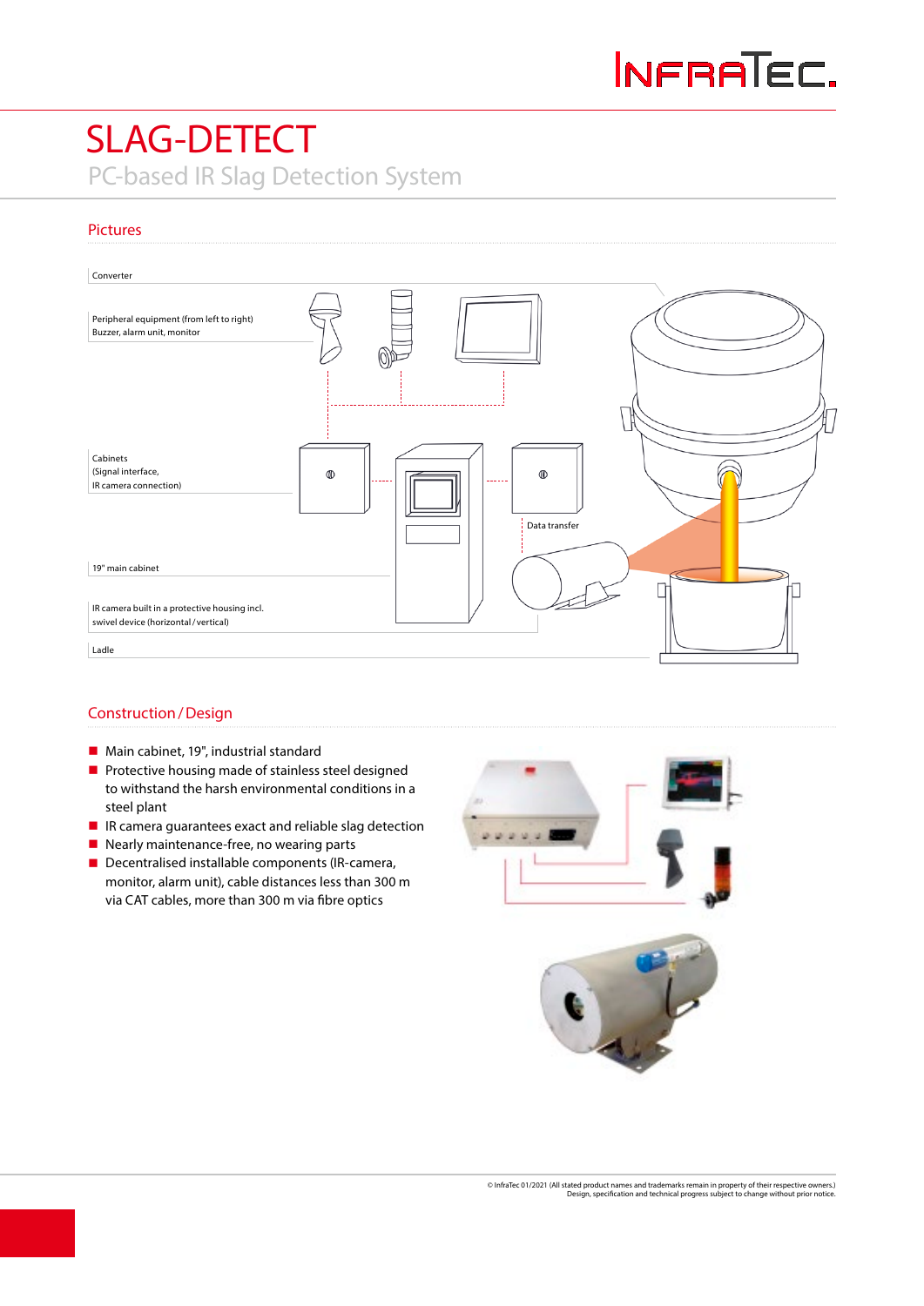# SLAG-DETECT

PC-based IR Slag Detection System

## Pictures

Converter

Peripheral equipment (from left to right)
Buzzer, alarm unit, monitor

Cabinets
(Signal interface,
IR camera connection)

Data transfer

19" main cabinet

IR camera built in a protective housing incl.
swivel device (horizontal / vertical)

Ladle

## Construction / Design

- Main cabinet, 19", industrial standard
- Protective housing made of stainless steel designed to withstand the harsh environmental conditions in a steel plant
- IR camera guarantees exact and reliable slag detection
- Nearly maintenance-free, no wearing parts
- Decentralised installable components (IR-camera, monitor, alarm unit), cable distances less than 300 m via CAT cables, more than 300 m via fibre optics

© InfraTec 01/2021 (All stated product names and trademarks remain in property of their respective owners.)
Design, specification and technical progress subject to change without prior notice.